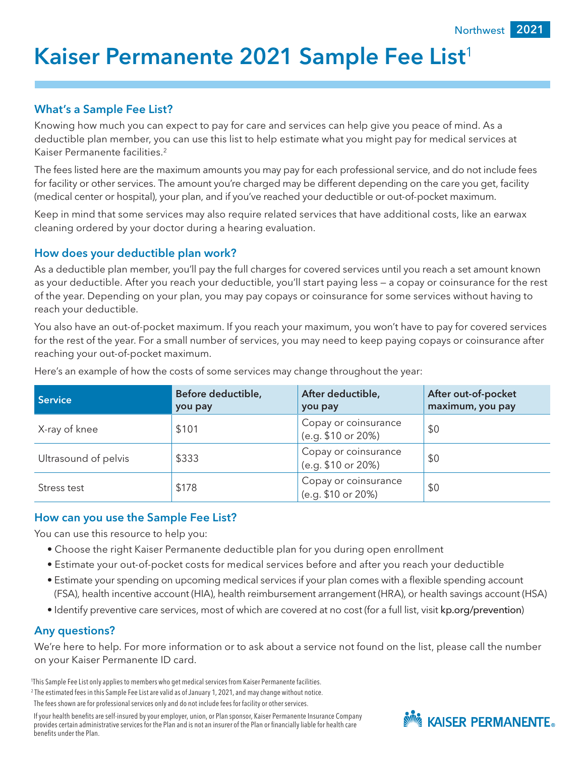Northwest 2021

# Kaiser Permanente 2021 Sample Fee List[1]

## What's a Sample Fee List?

Knowing how much you can expect to pay for care and services can help give you peace of mind. As a deductible plan member, you can use this list to help estimate what you might pay for medical services at Kaiser Permanente facilities.[2]

The fees listed here are the maximum amounts you may pay for each professional service, and do not include fees for facility or other services. The amount you're charged may be different depending on the care you get, facility (medical center or hospital), your plan, and if you've reached your deductible or out-of-pocket maximum.

Keep in mind that some services may also require related services that have additional costs, like an earwax cleaning ordered by your doctor during a hearing evaluation.

## How does your deductible plan work?

As a deductible plan member, you'll pay the full charges for covered services until you reach a set amount known as your deductible. After you reach your deductible, you'll start paying less — a copay or coinsurance for the rest of the year. Depending on your plan, you may pay copays or coinsurance for some services without having to reach your deductible.

You also have an out-of-pocket maximum. If you reach your maximum, you won't have to pay for covered services for the rest of the year. For a small number of services, you may need to keep paying copays or coinsurance after reaching your out-of-pocket maximum.

Here's an example of how the costs of some services may change throughout the year:

| Service | Before deductible, you pay | After deductible, you pay | After out-of-pocket maximum, you pay |
|---|---|---|---|
| X-ray of knee | $101 | Copay or coinsurance (e.g. $10 or 20%) | $0 |
| Ultrasound of pelvis | $333 | Copay or coinsurance (e.g. $10 or 20%) | $0 |
| Stress test | $178 | Copay or coinsurance (e.g. $10 or 20%) | $0 |

## How can you use the Sample Fee List?

You can use this resource to help you:

- Choose the right Kaiser Permanente deductible plan for you during open enrollment
- Estimate your out-of-pocket costs for medical services before and after you reach your deductible
- Estimate your spending on upcoming medical services if your plan comes with a flexible spending account (FSA), health incentive account (HIA), health reimbursement arrangement (HRA), or health savings account (HSA)
- Identify preventive care services, most of which are covered at no cost (for a full list, visit kp.org/prevention)

## Any questions?

We're here to help. For more information or to ask about a service not found on the list, please call the number on your Kaiser Permanente ID card.

[1] This Sample Fee List only applies to members who get medical services from Kaiser Permanente facilities.

[2] The estimated fees in this Sample Fee List are valid as of January 1, 2021, and may change without notice.

The fees shown are for professional services only and do not include fees for facility or other services.

If your health benefits are self-insured by your employer, union, or Plan sponsor, Kaiser Permanente Insurance Company provides certain administrative services for the Plan and is not an insurer of the Plan or financially liable for health care benefits under the Plan.

KAISER PERMANENTE®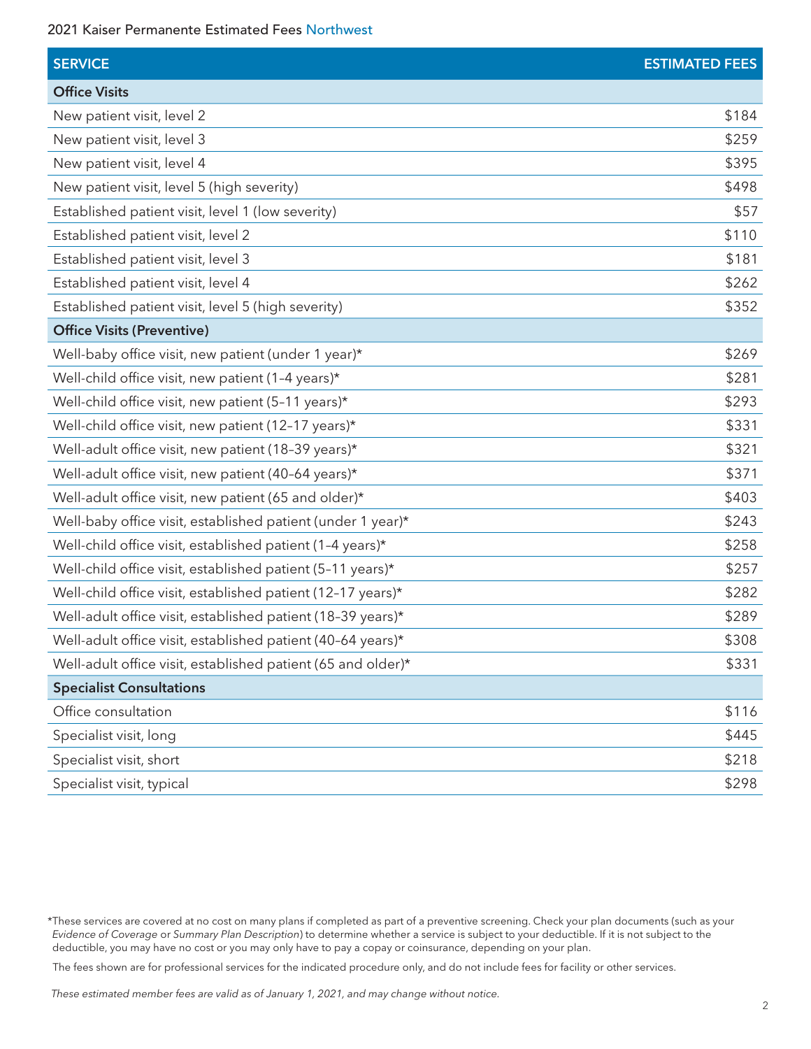2021 Kaiser Permanente Estimated Fees Northwest

| SERVICE | ESTIMATED FEES |
|---|---|
| **Office Visits** | |
| New patient visit, level 2 | $184 |
| New patient visit, level 3 | $259 |
| New patient visit, level 4 | $395 |
| New patient visit, level 5 (high severity) | $498 |
| Established patient visit, level 1 (low severity) | $57 |
| Established patient visit, level 2 | $110 |
| Established patient visit, level 3 | $181 |
| Established patient visit, level 4 | $262 |
| Established patient visit, level 5 (high severity) | $352 |
| **Office Visits (Preventive)** | |
| Well-baby office visit, new patient (under 1 year)* | $269 |
| Well-child office visit, new patient (1–4 years)* | $281 |
| Well-child office visit, new patient (5–11 years)* | $293 |
| Well-child office visit, new patient (12–17 years)* | $331 |
| Well-adult office visit, new patient (18–39 years)* | $321 |
| Well-adult office visit, new patient (40–64 years)* | $371 |
| Well-adult office visit, new patient (65 and older)* | $403 |
| Well-baby office visit, established patient (under 1 year)* | $243 |
| Well-child office visit, established patient (1–4 years)* | $258 |
| Well-child office visit, established patient (5–11 years)* | $257 |
| Well-child office visit, established patient (12–17 years)* | $282 |
| Well-adult office visit, established patient (18–39 years)* | $289 |
| Well-adult office visit, established patient (40–64 years)* | $308 |
| Well-adult office visit, established patient (65 and older)* | $331 |
| **Specialist Consultations** | |
| Office consultation | $116 |
| Specialist visit, long | $445 |
| Specialist visit, short | $218 |
| Specialist visit, typical | $298 |

*These services are covered at no cost on many plans if completed as part of a preventive screening. Check your plan documents (such as your *Evidence of Coverage* or *Summary Plan Description*) to determine whether a service is subject to your deductible. If it is not subject to the deductible, you may have no cost or you may only have to pay a copay or coinsurance, depending on your plan.

The fees shown are for professional services for the indicated procedure only, and do not include fees for facility or other services.

*These estimated member fees are valid as of January 1, 2021, and may change without notice.*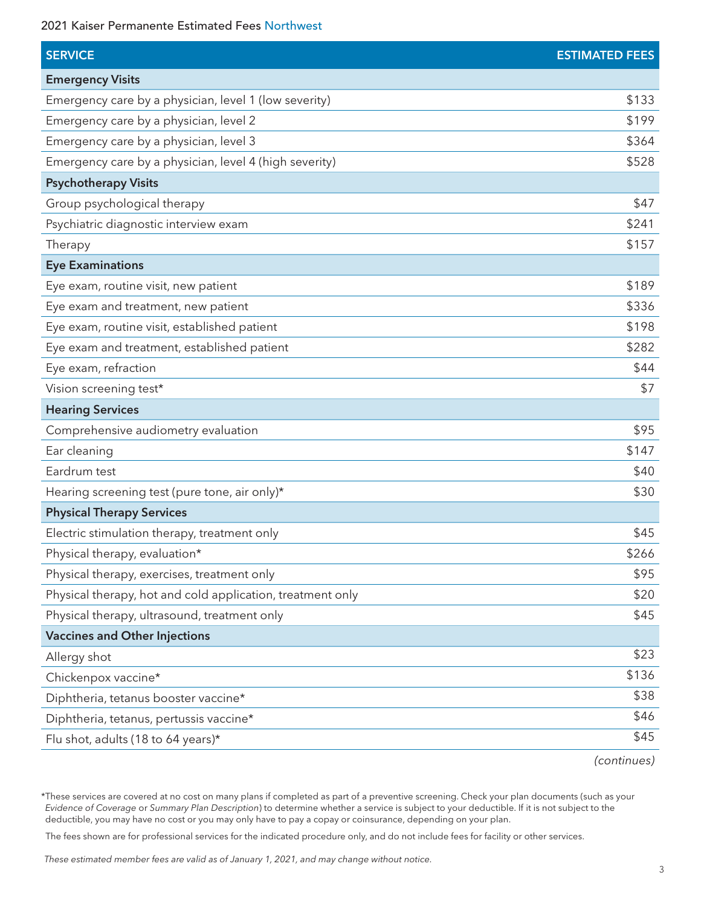2021 Kaiser Permanente Estimated Fees Northwest

| SERVICE | ESTIMATED FEES |
| --- | --- |
| **Emergency Visits** | |
| Emergency care by a physician, level 1 (low severity) | $133 |
| Emergency care by a physician, level 2 | $199 |
| Emergency care by a physician, level 3 | $364 |
| Emergency care by a physician, level 4 (high severity) | $528 |
| **Psychotherapy Visits** | |
| Group psychological therapy | $47 |
| Psychiatric diagnostic interview exam | $241 |
| Therapy | $157 |
| **Eye Examinations** | |
| Eye exam, routine visit, new patient | $189 |
| Eye exam and treatment, new patient | $336 |
| Eye exam, routine visit, established patient | $198 |
| Eye exam and treatment, established patient | $282 |
| Eye exam, refraction | $44 |
| Vision screening test* | $7 |
| **Hearing Services** | |
| Comprehensive audiometry evaluation | $95 |
| Ear cleaning | $147 |
| Eardrum test | $40 |
| Hearing screening test (pure tone, air only)* | $30 |
| **Physical Therapy Services** | |
| Electric stimulation therapy, treatment only | $45 |
| Physical therapy, evaluation* | $266 |
| Physical therapy, exercises, treatment only | $95 |
| Physical therapy, hot and cold application, treatment only | $20 |
| Physical therapy, ultrasound, treatment only | $45 |
| **Vaccines and Other Injections** | |
| Allergy shot | $23 |
| Chickenpox vaccine* | $136 |
| Diphtheria, tetanus booster vaccine* | $38 |
| Diphtheria, tetanus, pertussis vaccine* | $46 |
| Flu shot, adults (18 to 64 years)* | $45 |

*(continues)*

*These services are covered at no cost on many plans if completed as part of a preventive screening. Check your plan documents (such as your *Evidence of Coverage* or *Summary Plan Description*) to determine whether a service is subject to your deductible. If it is not subject to the deductible, you may have no cost or you may only have to pay a copay or coinsurance, depending on your plan.

The fees shown are for professional services for the indicated procedure only, and do not include fees for facility or other services.

*These estimated member fees are valid as of January 1, 2021, and may change without notice.*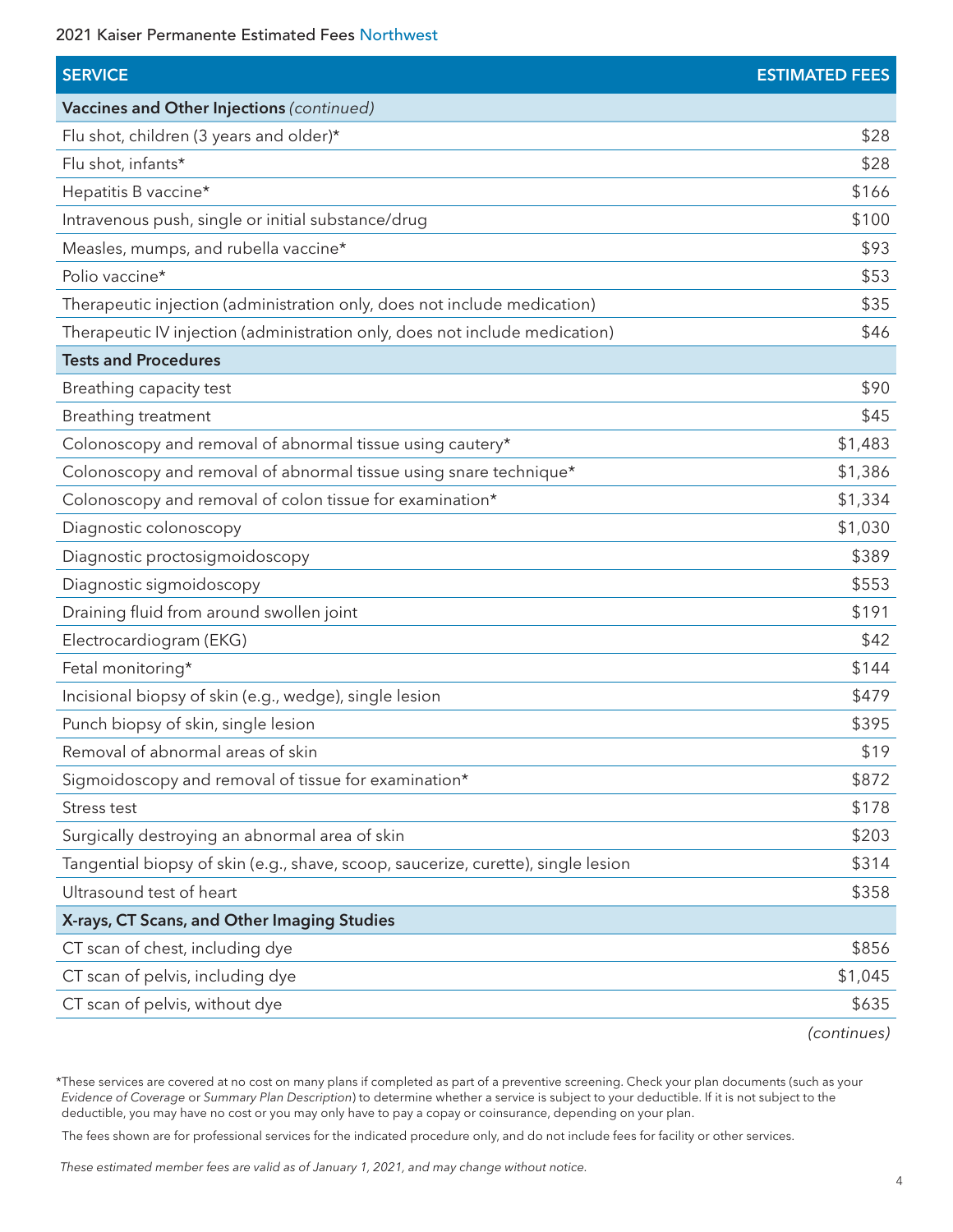2021 Kaiser Permanente Estimated Fees Northwest

| SERVICE | ESTIMATED FEES |
|---|---|
| **Vaccines and Other Injections** *(continued)* | |
| Flu shot, children (3 years and older)* | $28 |
| Flu shot, infants* | $28 |
| Hepatitis B vaccine* | $166 |
| Intravenous push, single or initial substance/drug | $100 |
| Measles, mumps, and rubella vaccine* | $93 |
| Polio vaccine* | $53 |
| Therapeutic injection (administration only, does not include medication) | $35 |
| Therapeutic IV injection (administration only, does not include medication) | $46 |
| **Tests and Procedures** | |
| Breathing capacity test | $90 |
| Breathing treatment | $45 |
| Colonoscopy and removal of abnormal tissue using cautery* | $1,483 |
| Colonoscopy and removal of abnormal tissue using snare technique* | $1,386 |
| Colonoscopy and removal of colon tissue for examination* | $1,334 |
| Diagnostic colonoscopy | $1,030 |
| Diagnostic proctosigmoidoscopy | $389 |
| Diagnostic sigmoidoscopy | $553 |
| Draining fluid from around swollen joint | $191 |
| Electrocardiogram (EKG) | $42 |
| Fetal monitoring* | $144 |
| Incisional biopsy of skin (e.g., wedge), single lesion | $479 |
| Punch biopsy of skin, single lesion | $395 |
| Removal of abnormal areas of skin | $19 |
| Sigmoidoscopy and removal of tissue for examination* | $872 |
| Stress test | $178 |
| Surgically destroying an abnormal area of skin | $203 |
| Tangential biopsy of skin (e.g., shave, scoop, saucerize, curette), single lesion | $314 |
| Ultrasound test of heart | $358 |
| **X-rays, CT Scans, and Other Imaging Studies** | |
| CT scan of chest, including dye | $856 |
| CT scan of pelvis, including dye | $1,045 |
| CT scan of pelvis, without dye | $635 |

*(continues)*

*These services are covered at no cost on many plans if completed as part of a preventive screening. Check your plan documents (such as your *Evidence of Coverage* or *Summary Plan Description*) to determine whether a service is subject to your deductible. If it is not subject to the deductible, you may have no cost or you may only have to pay a copay or coinsurance, depending on your plan.

The fees shown are for professional services for the indicated procedure only, and do not include fees for facility or other services.

*These estimated member fees are valid as of January 1, 2021, and may change without notice.*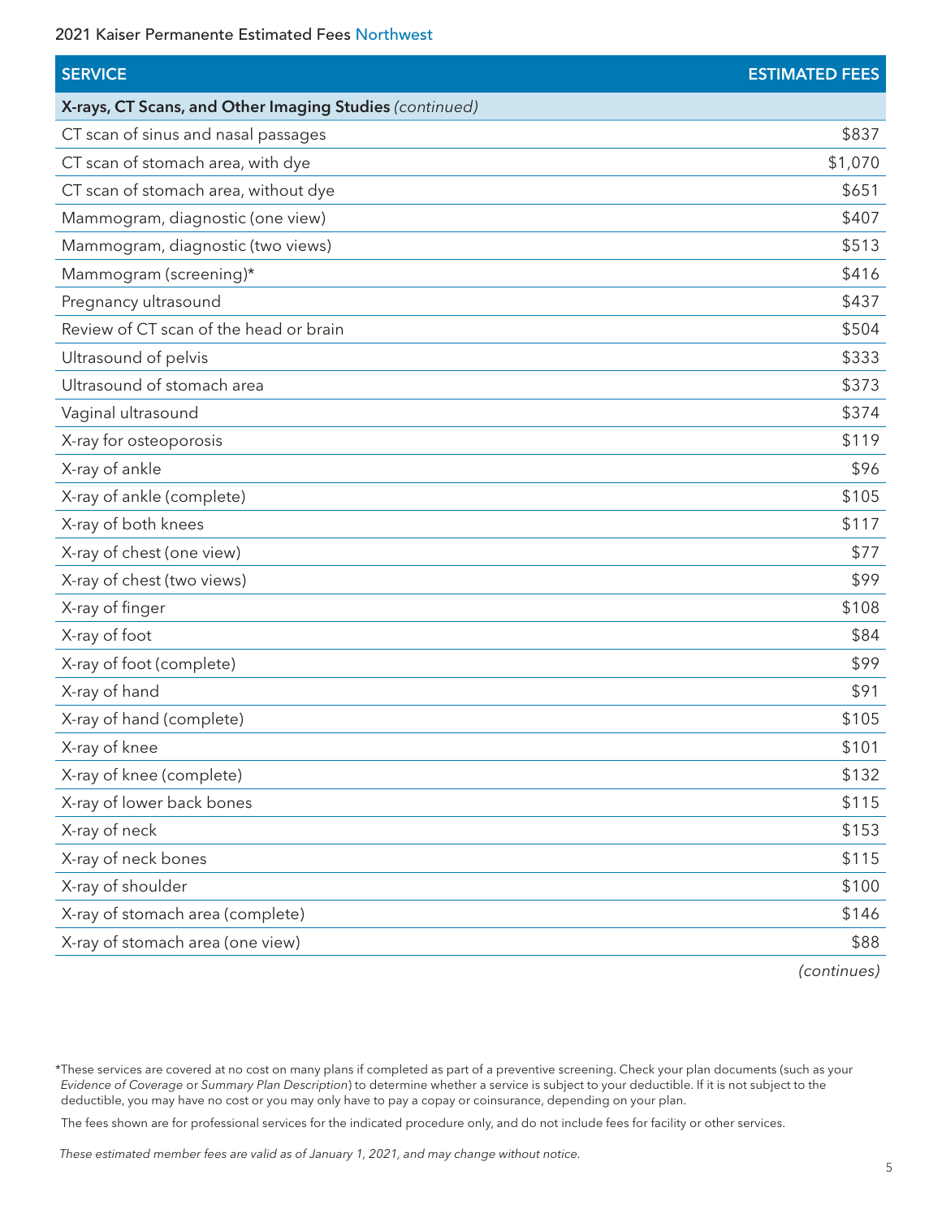2021 Kaiser Permanente Estimated Fees Northwest

| SERVICE | ESTIMATED FEES |
| --- | --- |
| **X-rays, CT Scans, and Other Imaging Studies** *(continued)* | |
| CT scan of sinus and nasal passages | $837 |
| CT scan of stomach area, with dye | $1,070 |
| CT scan of stomach area, without dye | $651 |
| Mammogram, diagnostic (one view) | $407 |
| Mammogram, diagnostic (two views) | $513 |
| Mammogram (screening)* | $416 |
| Pregnancy ultrasound | $437 |
| Review of CT scan of the head or brain | $504 |
| Ultrasound of pelvis | $333 |
| Ultrasound of stomach area | $373 |
| Vaginal ultrasound | $374 |
| X-ray for osteoporosis | $119 |
| X-ray of ankle | $96 |
| X-ray of ankle (complete) | $105 |
| X-ray of both knees | $117 |
| X-ray of chest (one view) | $77 |
| X-ray of chest (two views) | $99 |
| X-ray of finger | $108 |
| X-ray of foot | $84 |
| X-ray of foot (complete) | $99 |
| X-ray of hand | $91 |
| X-ray of hand (complete) | $105 |
| X-ray of knee | $101 |
| X-ray of knee (complete) | $132 |
| X-ray of lower back bones | $115 |
| X-ray of neck | $153 |
| X-ray of neck bones | $115 |
| X-ray of shoulder | $100 |
| X-ray of stomach area (complete) | $146 |
| X-ray of stomach area (one view) | $88 |

*(continues)*

*These services are covered at no cost on many plans if completed as part of a preventive screening. Check your plan documents (such as your *Evidence of Coverage* or *Summary Plan Description*) to determine whether a service is subject to your deductible. If it is not subject to the deductible, you may have no cost or you may only have to pay a copay or coinsurance, depending on your plan.

The fees shown are for professional services for the indicated procedure only, and do not include fees for facility or other services.

*These estimated member fees are valid as of January 1, 2021, and may change without notice.*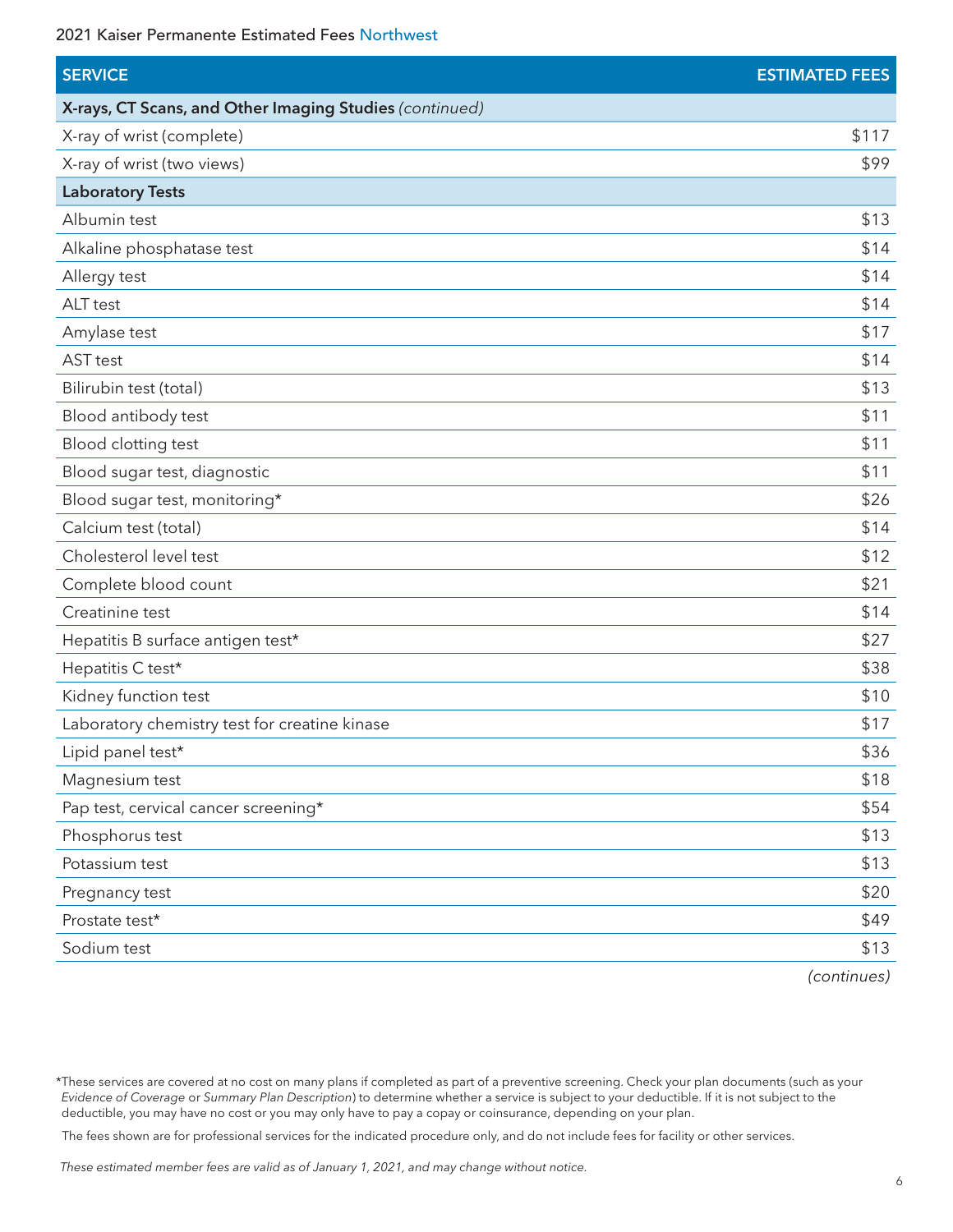2021 Kaiser Permanente Estimated Fees Northwest

| SERVICE | ESTIMATED FEES |
| --- | --- |
| **X-rays, CT Scans, and Other Imaging Studies** *(continued)* | |
| X-ray of wrist (complete) | $117 |
| X-ray of wrist (two views) | $99 |
| **Laboratory Tests** | |
| Albumin test | $13 |
| Alkaline phosphatase test | $14 |
| Allergy test | $14 |
| ALT test | $14 |
| Amylase test | $17 |
| AST test | $14 |
| Bilirubin test (total) | $13 |
| Blood antibody test | $11 |
| Blood clotting test | $11 |
| Blood sugar test, diagnostic | $11 |
| Blood sugar test, monitoring* | $26 |
| Calcium test (total) | $14 |
| Cholesterol level test | $12 |
| Complete blood count | $21 |
| Creatinine test | $14 |
| Hepatitis B surface antigen test* | $27 |
| Hepatitis C test* | $38 |
| Kidney function test | $10 |
| Laboratory chemistry test for creatine kinase | $17 |
| Lipid panel test* | $36 |
| Magnesium test | $18 |
| Pap test, cervical cancer screening* | $54 |
| Phosphorus test | $13 |
| Potassium test | $13 |
| Pregnancy test | $20 |
| Prostate test* | $49 |
| Sodium test | $13 |

*(continues)*

*These services are covered at no cost on many plans if completed as part of a preventive screening. Check your plan documents (such as your *Evidence of Coverage* or *Summary Plan Description*) to determine whether a service is subject to your deductible. If it is not subject to the deductible, you may have no cost or you may only have to pay a copay or coinsurance, depending on your plan.

The fees shown are for professional services for the indicated procedure only, and do not include fees for facility or other services.

*These estimated member fees are valid as of January 1, 2021, and may change without notice.*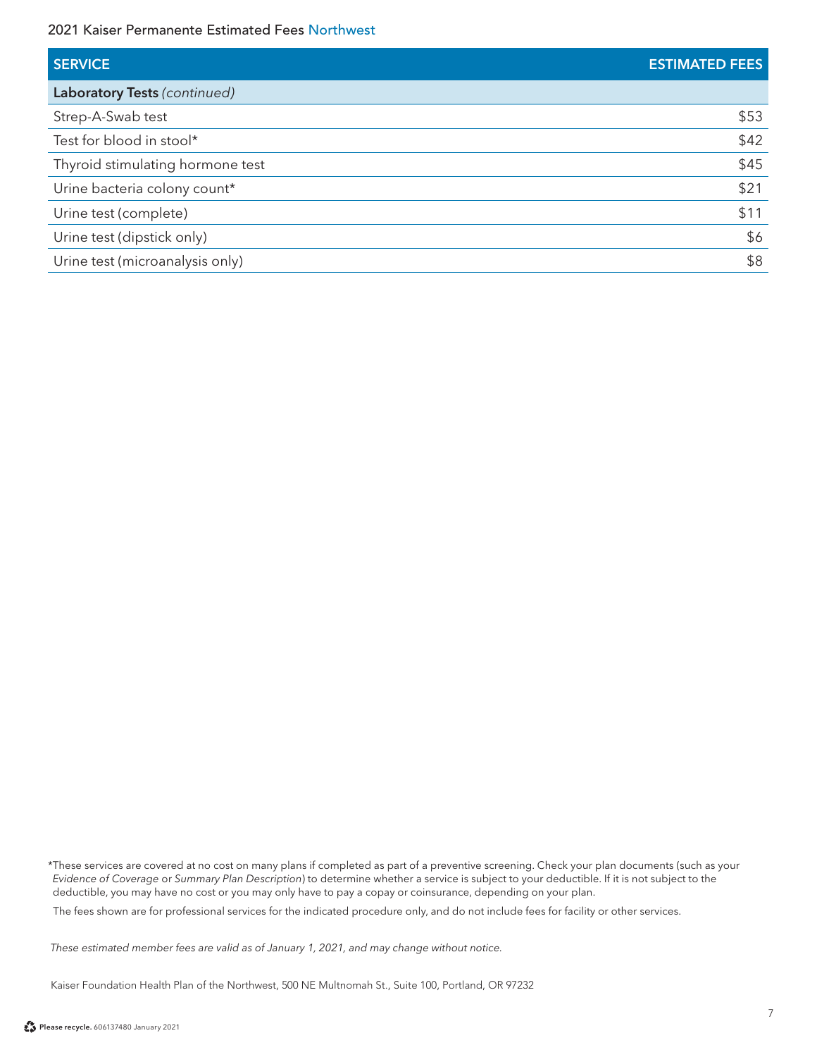| SERVICE | ESTIMATED FEES |
| --- | --- |
| **Laboratory Tests** *(continued)* | |
| Strep-A-Swab test | $53 |
| Test for blood in stool* | $42 |
| Thyroid stimulating hormone test | $45 |
| Urine bacteria colony count* | $21 |
| Urine test (complete) | $11 |
| Urine test (dipstick only) | $6 |
| Urine test (microanalysis only) | $8 |

*These services are covered at no cost on many plans if completed as part of a preventive screening. Check your plan documents (such as your *Evidence of Coverage* or *Summary Plan Description*) to determine whether a service is subject to your deductible. If it is not subject to the deductible, you may have no cost or you may only have to pay a copay or coinsurance, depending on your plan.

The fees shown are for professional services for the indicated procedure only, and do not include fees for facility or other services.

*These estimated member fees are valid as of January 1, 2021, and may change without notice.*

Kaiser Foundation Health Plan of the Northwest, 500 NE Multnomah St., Suite 100, Portland, OR 97232

**Please recycle.** 606137480 January 2021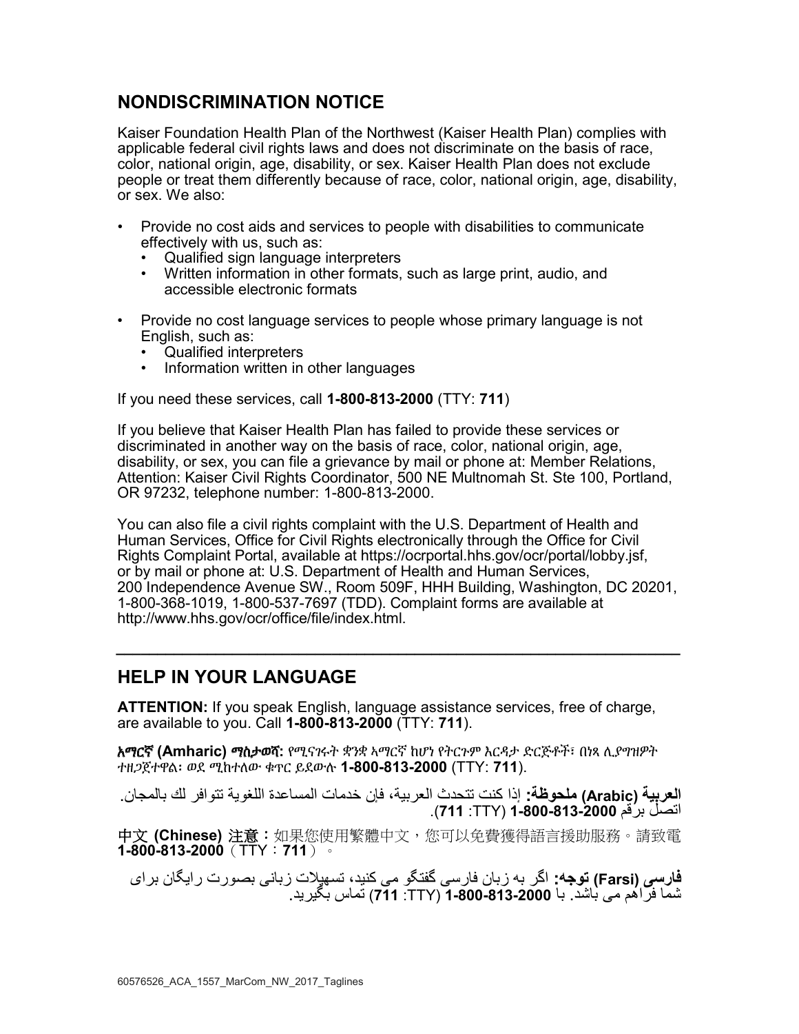## NONDISCRIMINATION NOTICE

Kaiser Foundation Health Plan of the Northwest (Kaiser Health Plan) complies with applicable federal civil rights laws and does not discriminate on the basis of race, color, national origin, age, disability, or sex. Kaiser Health Plan does not exclude people or treat them differently because of race, color, national origin, age, disability, or sex. We also:

- Provide no cost aids and services to people with disabilities to communicate effectively with us, such as:
  - Qualified sign language interpreters
  - Written information in other formats, such as large print, audio, and accessible electronic formats
- Provide no cost language services to people whose primary language is not English, such as:
  - Qualified interpreters
  - Information written in other languages

If you need these services, call **1-800-813-2000** (TTY: **711**)

If you believe that Kaiser Health Plan has failed to provide these services or discriminated in another way on the basis of race, color, national origin, age, disability, or sex, you can file a grievance by mail or phone at: Member Relations, Attention: Kaiser Civil Rights Coordinator, 500 NE Multnomah St. Ste 100, Portland, OR 97232, telephone number: 1-800-813-2000.

You can also file a civil rights complaint with the U.S. Department of Health and Human Services, Office for Civil Rights electronically through the Office for Civil Rights Complaint Portal, available at https://ocrportal.hhs.gov/ocr/portal/lobby.jsf, or by mail or phone at: U.S. Department of Health and Human Services, 200 Independence Avenue SW., Room 509F, HHH Building, Washington, DC 20201, 1-800-368-1019, 1-800-537-7697 (TDD). Complaint forms are available at http://www.hhs.gov/ocr/office/file/index.html.

---

## HELP IN YOUR LANGUAGE

**ATTENTION:** If you speak English, language assistance services, free of charge, are available to you. Call **1-800-813-2000** (TTY: **711**).

**አማርኛ (Amharic) ማስታወሻ:** የሚናገሩት ቋንቋ ኣማርኛ ከሆነ የትርጉም እርዳታ ድርጅቶች፣ በነጻ ሊያግዝዎት ተዘጋጀተዋል፡ ወደ ሚከተለው ቁጥር ይደውሉ **1-800-813-2000** (TTY: **711**).

**العربية (Arabic) ملحوظة:** إذا كنت تتحدث العربية، فإن خدمات المساعدة اللغوية تتوافر لك بالمجان. اتصل برقم **1-800-813-2000** (TTY: **711**).

**中文 (Chinese) 注意**：如果您使用繁體中文，您可以免費獲得語言援助服務。請致電 **1-800-813-2000**（TTY：**711**）。

**فارسی (Farsi) توجه:** اگر به زبان فارسی گفتگو می کنید، تسهیلات زبانی بصورت رایگان برای شما فراهم می باشد. با **1-800-813-2000** (TTY: **711**) تماس بگیرید.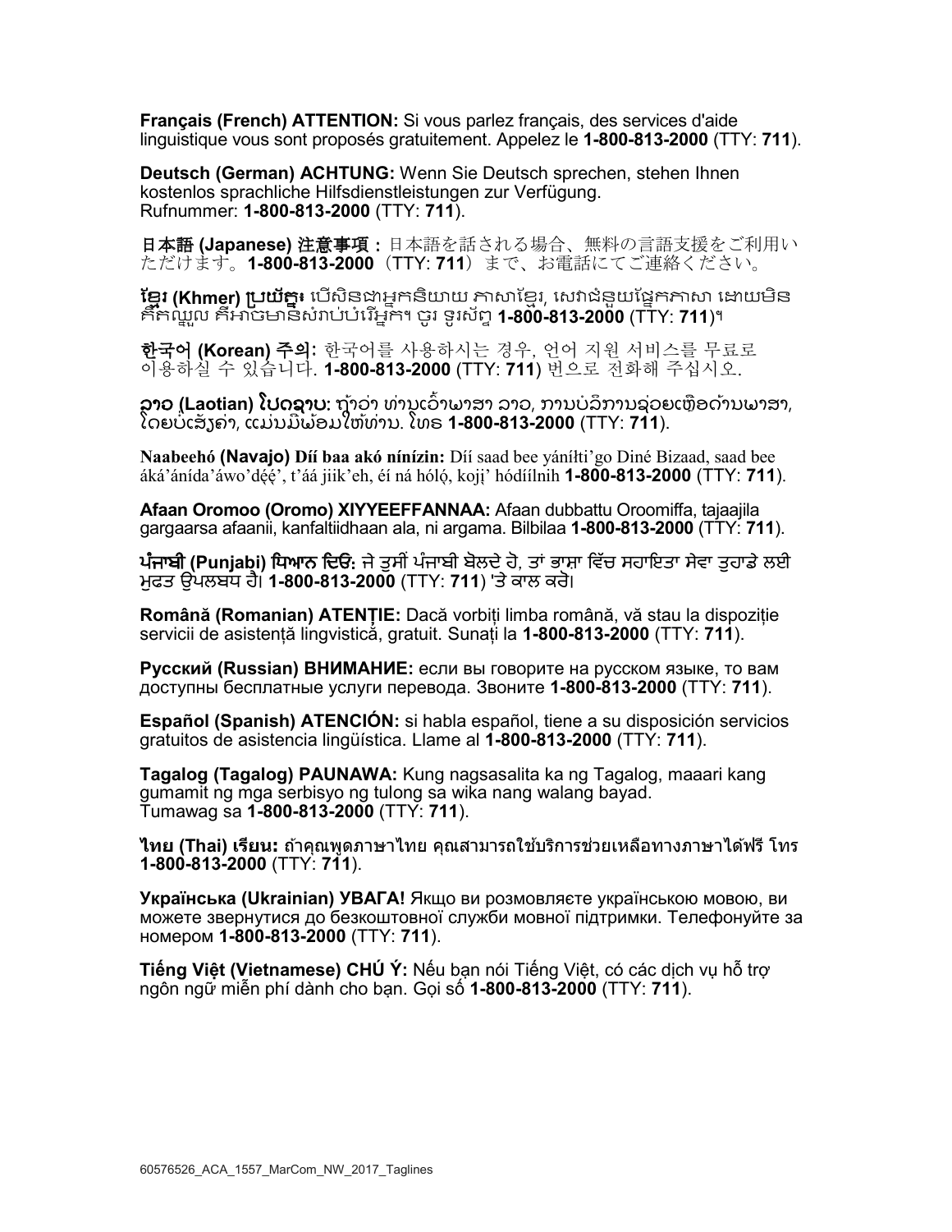**Français (French) ATTENTION:** Si vous parlez français, des services d'aide linguistique vous sont proposés gratuitement. Appelez le **1-800-813-2000** (TTY: **711**).

**Deutsch (German) ACHTUNG:** Wenn Sie Deutsch sprechen, stehen Ihnen kostenlos sprachliche Hilfsdienstleistungen zur Verfügung. Rufnummer: **1-800-813-2000** (TTY: **711**).

**日本語 (Japanese) 注意事項：**日本語を話される場合、無料の言語支援をご利用いただけます。**1-800-813-2000**（TTY: **711**）まで、お電話にてご連絡ください。

**ខ្មែរ (Khmer) ប្រយ័ត្ន៖** បើសិនជាអ្នកនិយាយ ភាសាខ្មែរ, សេវាជំនួយផ្នែកភាសា ដោយមិនគិតឈ្នួល គឺអាចមានសំរាប់បំរើអ្នក។ ចូរ ទូរស័ព្ទ **1-800-813-2000** (TTY: **711**)។

**한국어 (Korean) 주의:** 한국어를 사용하시는 경우, 언어 지원 서비스를 무료로 이용하실 수 있습니다. **1-800-813-2000** (TTY: **711**) 번으로 전화해 주십시오.

**ລາວ (Laotian) ໂປດຊາບ:** ຖ້າວ່າ ທ່ານເວົ້າພາສາ ລາວ, ການບໍລິການຊ່ວຍເຫຼືອດ້ານພາສາ, ໂດຍບໍ່ເສັຽຄ່າ, ແມ່ນມີພ້ອມໃຫ້ທ່ານ. ໂທຣ **1-800-813-2000** (TTY: **711**).

**Naabeehó (Navajo) Díí baa akó nínízin:** Díí saad bee yáníłti'go Diné Bizaad, saad bee áká'ánída'áwo'dę́ę́', t'áá jiik'eh, éí ná hóló, koji' hódíílnih **1-800-813-2000** (TTY: **711**).

**Afaan Oromoo (Oromo) XIYYEEFFANNAA:** Afaan dubbattu Oroomiffa, tajaajila gargaarsa afaanii, kanfaltiidhaan ala, ni argama. Bilbilaa **1-800-813-2000** (TTY: **711**).

**ਪੰਜਾਬੀ (Punjabi) ਧਿਆਨ ਦਿਓ:** ਜੇ ਤੁਸੀਂ ਪੰਜਾਬੀ ਬੋਲਦੇ ਹੋ, ਤਾਂ ਭਾਸ਼ਾ ਵਿੱਚ ਸਹਾਇਤਾ ਸੇਵਾ ਤੁਹਾਡੇ ਲਈ ਮੁਫਤ ਉਪਲਬਧ ਹੈ। **1-800-813-2000** (TTY: **711**) 'ਤੇ ਕਾਲ ਕਰੋ।

**Română (Romanian) ATENȚIE:** Dacă vorbiți limba română, vă stau la dispoziție servicii de asistență lingvistică, gratuit. Sunați la **1-800-813-2000** (TTY: **711**).

**Русский (Russian) ВНИМАНИЕ:** если вы говорите на русском языке, то вам доступны бесплатные услуги перевода. Звоните **1-800-813-2000** (TTY: **711**).

**Español (Spanish) ATENCIÓN:** si habla español, tiene a su disposición servicios gratuitos de asistencia lingüística. Llame al **1-800-813-2000** (TTY: **711**).

**Tagalog (Tagalog) PAUNAWA:** Kung nagsasalita ka ng Tagalog, maaari kang gumamit ng mga serbisyo ng tulong sa wika nang walang bayad. Tumawag sa **1-800-813-2000** (TTY: **711**).

**ไทย (Thai) เรียน:** ถ้าคุณพูดภาษาไทย คุณสามารถใช้บริการช่วยเหลือทางภาษาได้ฟรี โทร **1-800-813-2000** (TTY: **711**).

**Українська (Ukrainian) УВАГА!** Якщо ви розмовляєте українською мовою, ви можете звернутися до безкоштовної служби мовної підтримки. Телефонуйте за номером **1-800-813-2000** (TTY: **711**).

**Tiếng Việt (Vietnamese) CHÚ Ý:** Nếu bạn nói Tiếng Việt, có các dịch vụ hỗ trợ ngôn ngữ miễn phí dành cho bạn. Gọi số **1-800-813-2000** (TTY: **711**).

60576526_ACA_1557_MarCom_NW_2017_Taglines